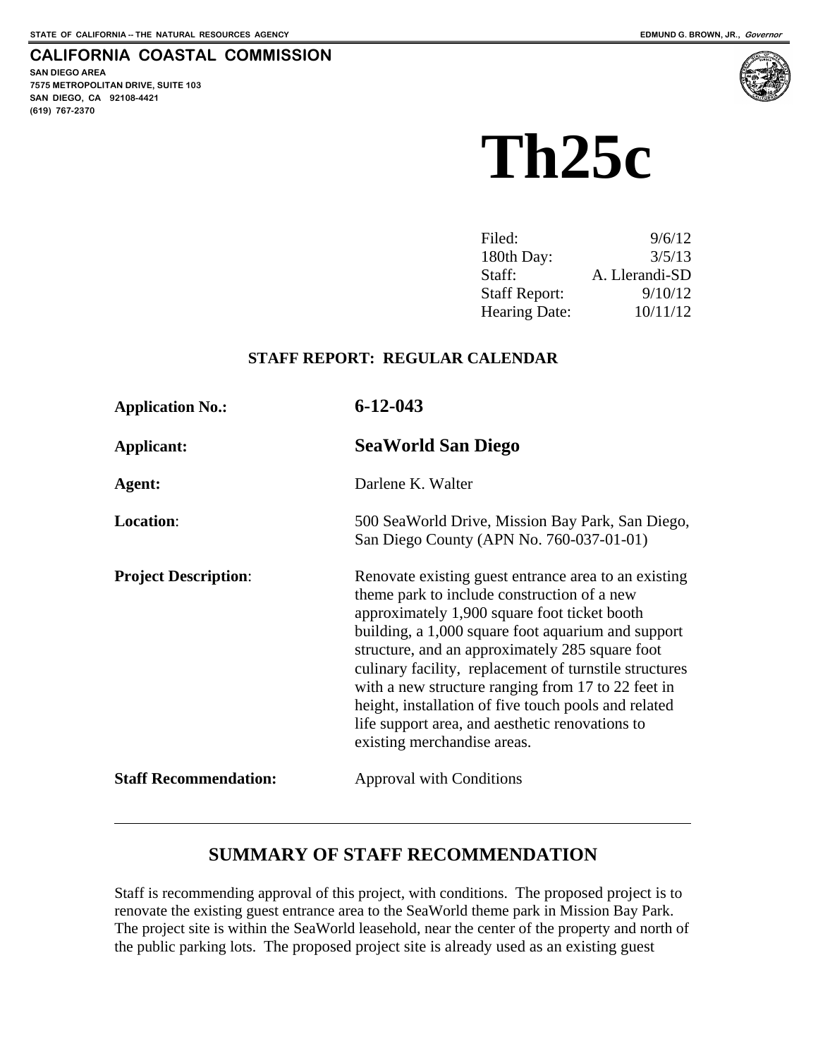STATE OF CALIFORNIA -- THE NATURAL RESOURCES AGENCY

EDMUND G. BROWN, JR., *Governor*

**CALIFORNIA COASTAL COMMISSION**

SAN DIEGO AREA
7575 METROPOLITAN DRIVE, SUITE 103
SAN DIEGO, CA 92108-4421
(619) 767-2370

# Th25c

| | |
|---|---|
| Filed: | 9/6/12 |
| 180th Day: | 3/5/13 |
| Staff: | A. Llerandi-SD |
| Staff Report: | 9/10/12 |
| Hearing Date: | 10/11/12 |

**STAFF REPORT: REGULAR CALENDAR**

**Application No.:** **6-12-043**

**Applicant:** **SeaWorld San Diego**

**Agent:** Darlene K. Walter

**Location**: 500 SeaWorld Drive, Mission Bay Park, San Diego, San Diego County (APN No. 760-037-01-01)

**Project Description**: Renovate existing guest entrance area to an existing theme park to include construction of a new approximately 1,900 square foot ticket booth building, a 1,000 square foot aquarium and support structure, and an approximately 285 square foot culinary facility, replacement of turnstile structures with a new structure ranging from 17 to 22 feet in height, installation of five touch pools and related life support area, and aesthetic renovations to existing merchandise areas.

**Staff Recommendation:** Approval with Conditions

---

## SUMMARY OF STAFF RECOMMENDATION

Staff is recommending approval of this project, with conditions. The proposed project is to renovate the existing guest entrance area to the SeaWorld theme park in Mission Bay Park. The project site is within the SeaWorld leasehold, near the center of the property and north of the public parking lots. The proposed project site is already used as an existing guest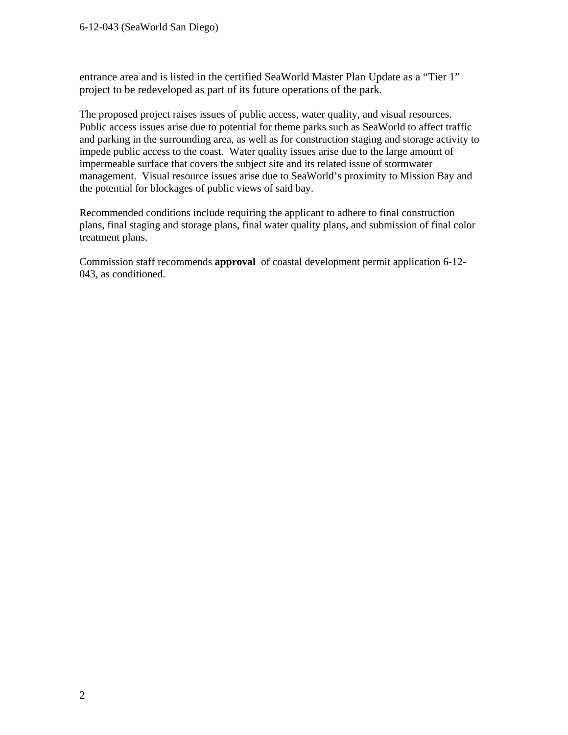entrance area and is listed in the certified SeaWorld Master Plan Update as a “Tier 1” project to be redeveloped as part of its future operations of the park.

The proposed project raises issues of public access, water quality, and visual resources. Public access issues arise due to potential for theme parks such as SeaWorld to affect traffic and parking in the surrounding area, as well as for construction staging and storage activity to impede public access to the coast. Water quality issues arise due to the large amount of impermeable surface that covers the subject site and its related issue of stormwater management. Visual resource issues arise due to SeaWorld’s proximity to Mission Bay and the potential for blockages of public views of said bay.

Recommended conditions include requiring the applicant to adhere to final construction plans, final staging and storage plans, final water quality plans, and submission of final color treatment plans.

Commission staff recommends **approval** of coastal development permit application 6-12-043, as conditioned.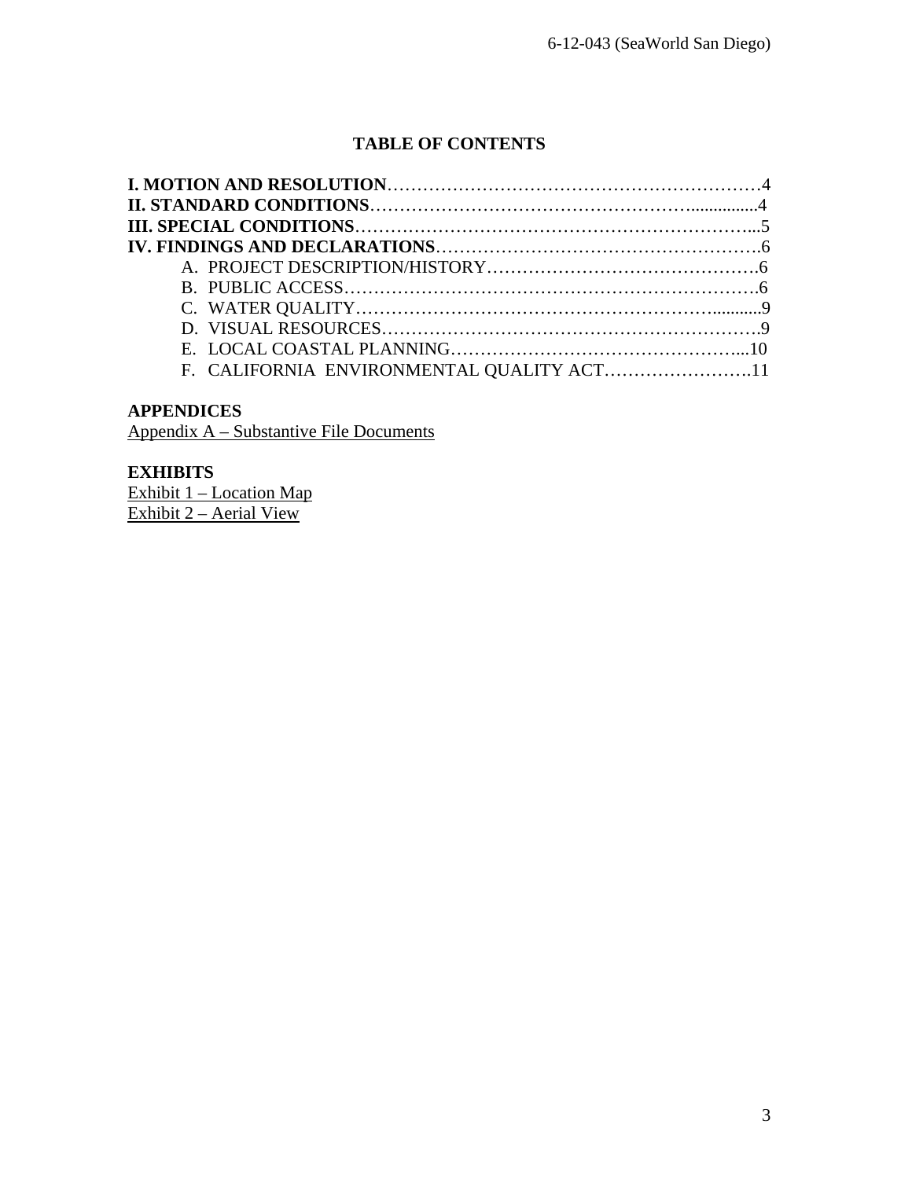## TABLE OF CONTENTS

**I. MOTION AND RESOLUTION**……………………………………………………4
**II. STANDARD CONDITIONS**……………………………………………..............4
**III. SPECIAL CONDITIONS**……………………………………………………...5
**IV. FINDINGS AND DECLARATIONS**……………………………………………….6

- A. PROJECT DESCRIPTION/HISTORY……………………………………….6
- B. PUBLIC ACCESS……………………………………………………………….6
- C. WATER QUALITY……………………………………………………...........9
- D. VISUAL RESOURCES……………………………………………………….9
- E. LOCAL COASTAL PLANNING…………………………………………...10
- F. CALIFORNIA ENVIRONMENTAL QUALITY ACT…………………….11

**APPENDICES**

Appendix A – Substantive File Documents

**EXHIBITS**

Exhibit 1 – Location Map
Exhibit 2 – Aerial View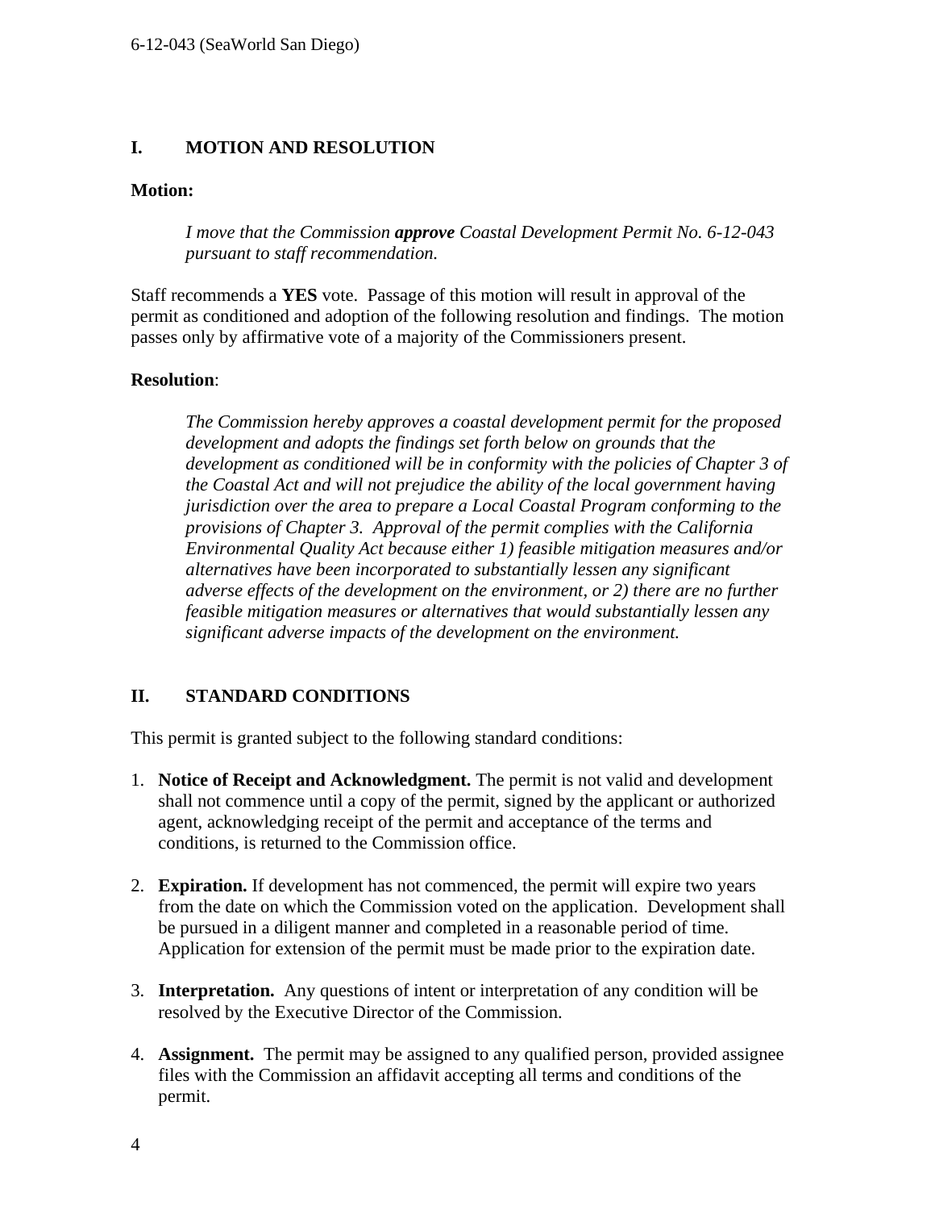## I. MOTION AND RESOLUTION

**Motion:**

> *I move that the Commission **approve** Coastal Development Permit No. 6-12-043 pursuant to staff recommendation.*

Staff recommends a **YES** vote. Passage of this motion will result in approval of the permit as conditioned and adoption of the following resolution and findings. The motion passes only by affirmative vote of a majority of the Commissioners present.

**Resolution**:

> *The Commission hereby approves a coastal development permit for the proposed development and adopts the findings set forth below on grounds that the development as conditioned will be in conformity with the policies of Chapter 3 of the Coastal Act and will not prejudice the ability of the local government having jurisdiction over the area to prepare a Local Coastal Program conforming to the provisions of Chapter 3. Approval of the permit complies with the California Environmental Quality Act because either 1) feasible mitigation measures and/or alternatives have been incorporated to substantially lessen any significant adverse effects of the development on the environment, or 2) there are no further feasible mitigation measures or alternatives that would substantially lessen any significant adverse impacts of the development on the environment.*

## II. STANDARD CONDITIONS

This permit is granted subject to the following standard conditions:

1. **Notice of Receipt and Acknowledgment.** The permit is not valid and development shall not commence until a copy of the permit, signed by the applicant or authorized agent, acknowledging receipt of the permit and acceptance of the terms and conditions, is returned to the Commission office.

2. **Expiration.** If development has not commenced, the permit will expire two years from the date on which the Commission voted on the application. Development shall be pursued in a diligent manner and completed in a reasonable period of time. Application for extension of the permit must be made prior to the expiration date.

3. **Interpretation.** Any questions of intent or interpretation of any condition will be resolved by the Executive Director of the Commission.

4. **Assignment.** The permit may be assigned to any qualified person, provided assignee files with the Commission an affidavit accepting all terms and conditions of the permit.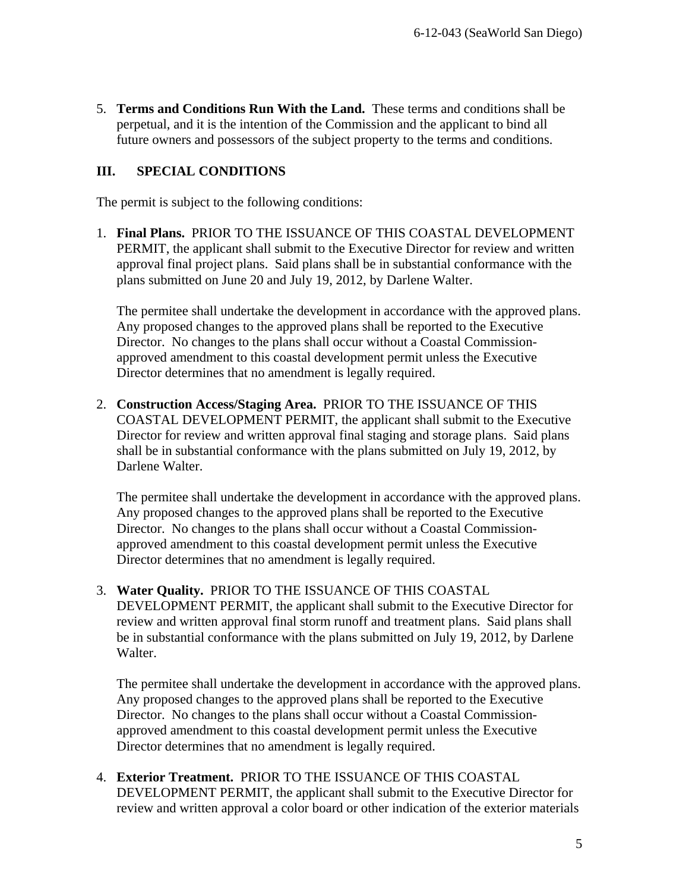5. **Terms and Conditions Run With the Land.** These terms and conditions shall be perpetual, and it is the intention of the Commission and the applicant to bind all future owners and possessors of the subject property to the terms and conditions.

## III. SPECIAL CONDITIONS

The permit is subject to the following conditions:

1. **Final Plans.** PRIOR TO THE ISSUANCE OF THIS COASTAL DEVELOPMENT PERMIT, the applicant shall submit to the Executive Director for review and written approval final project plans. Said plans shall be in substantial conformance with the plans submitted on June 20 and July 19, 2012, by Darlene Walter.

   The permitee shall undertake the development in accordance with the approved plans. Any proposed changes to the approved plans shall be reported to the Executive Director. No changes to the plans shall occur without a Coastal Commission-approved amendment to this coastal development permit unless the Executive Director determines that no amendment is legally required.

2. **Construction Access/Staging Area.** PRIOR TO THE ISSUANCE OF THIS COASTAL DEVELOPMENT PERMIT, the applicant shall submit to the Executive Director for review and written approval final staging and storage plans. Said plans shall be in substantial conformance with the plans submitted on July 19, 2012, by Darlene Walter.

   The permitee shall undertake the development in accordance with the approved plans. Any proposed changes to the approved plans shall be reported to the Executive Director. No changes to the plans shall occur without a Coastal Commission-approved amendment to this coastal development permit unless the Executive Director determines that no amendment is legally required.

3. **Water Quality.** PRIOR TO THE ISSUANCE OF THIS COASTAL DEVELOPMENT PERMIT, the applicant shall submit to the Executive Director for review and written approval final storm runoff and treatment plans. Said plans shall be in substantial conformance with the plans submitted on July 19, 2012, by Darlene Walter.

   The permitee shall undertake the development in accordance with the approved plans. Any proposed changes to the approved plans shall be reported to the Executive Director. No changes to the plans shall occur without a Coastal Commission-approved amendment to this coastal development permit unless the Executive Director determines that no amendment is legally required.

4. **Exterior Treatment.** PRIOR TO THE ISSUANCE OF THIS COASTAL DEVELOPMENT PERMIT, the applicant shall submit to the Executive Director for review and written approval a color board or other indication of the exterior materials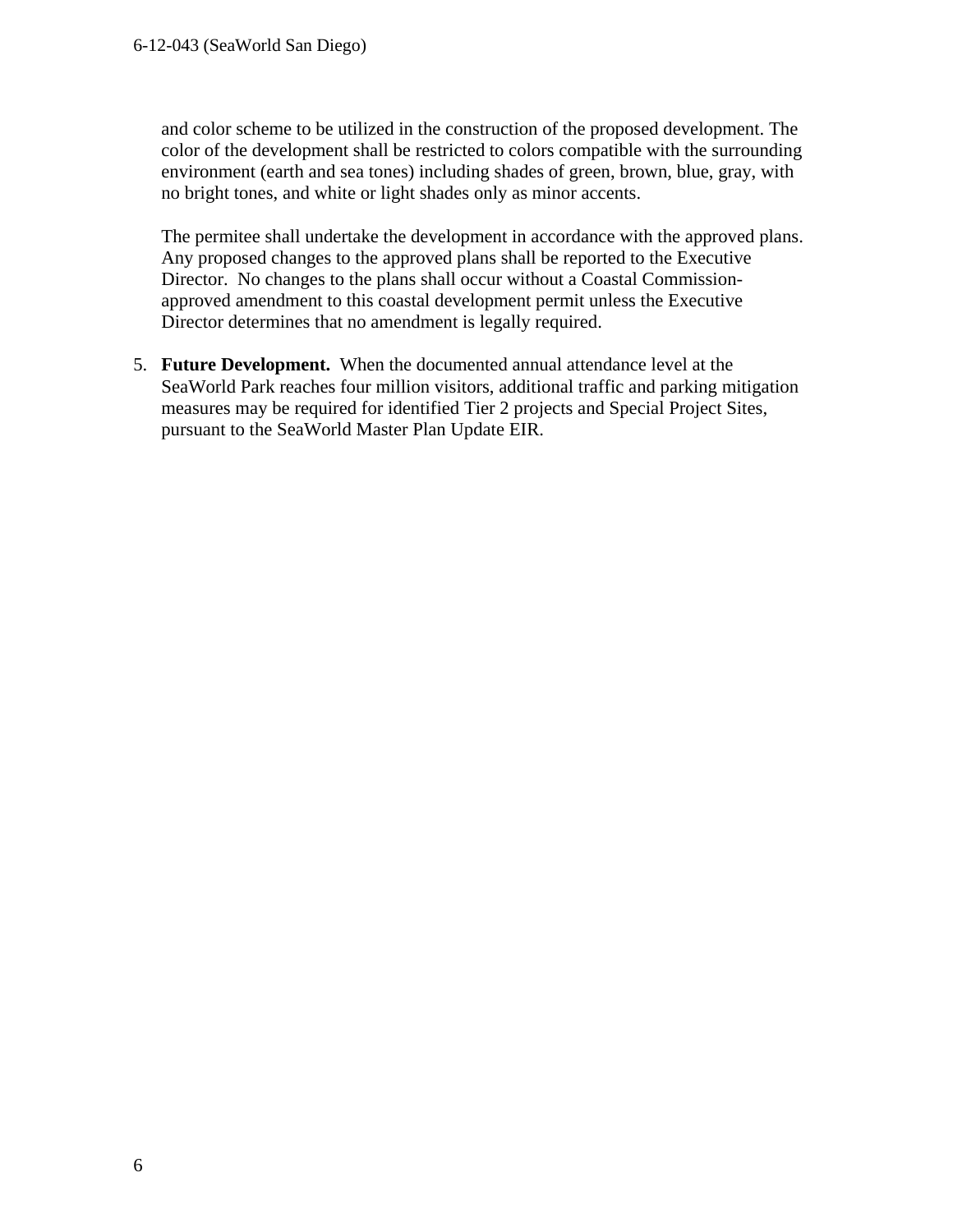and color scheme to be utilized in the construction of the proposed development. The color of the development shall be restricted to colors compatible with the surrounding environment (earth and sea tones) including shades of green, brown, blue, gray, with no bright tones, and white or light shades only as minor accents.

The permitee shall undertake the development in accordance with the approved plans. Any proposed changes to the approved plans shall be reported to the Executive Director. No changes to the plans shall occur without a Coastal Commission-approved amendment to this coastal development permit unless the Executive Director determines that no amendment is legally required.

5. **Future Development.** When the documented annual attendance level at the SeaWorld Park reaches four million visitors, additional traffic and parking mitigation measures may be required for identified Tier 2 projects and Special Project Sites, pursuant to the SeaWorld Master Plan Update EIR.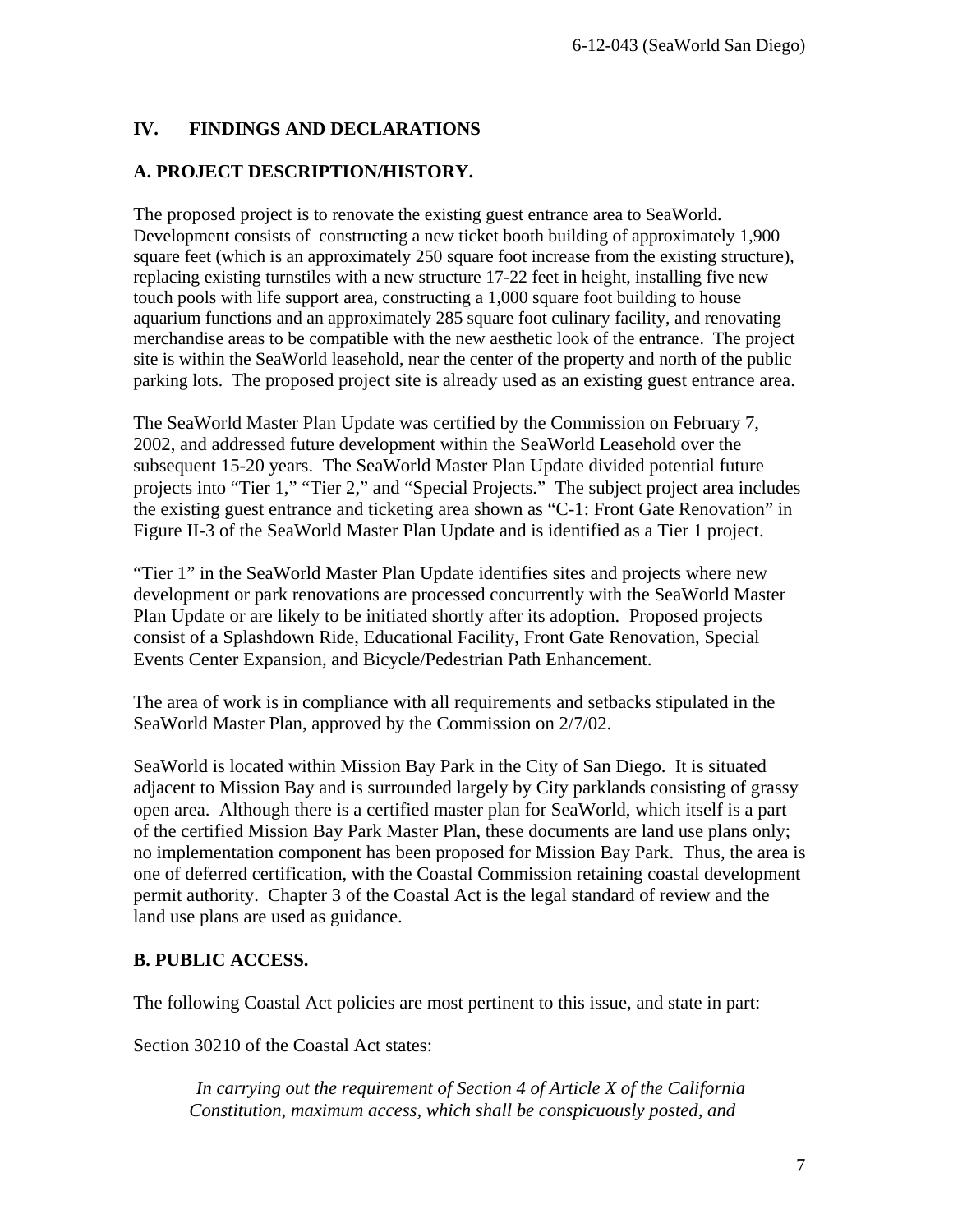## IV. FINDINGS AND DECLARATIONS

### A. PROJECT DESCRIPTION/HISTORY.

The proposed project is to renovate the existing guest entrance area to SeaWorld. Development consists of constructing a new ticket booth building of approximately 1,900 square feet (which is an approximately 250 square foot increase from the existing structure), replacing existing turnstiles with a new structure 17-22 feet in height, installing five new touch pools with life support area, constructing a 1,000 square foot building to house aquarium functions and an approximately 285 square foot culinary facility, and renovating merchandise areas to be compatible with the new aesthetic look of the entrance. The project site is within the SeaWorld leasehold, near the center of the property and north of the public parking lots. The proposed project site is already used as an existing guest entrance area.

The SeaWorld Master Plan Update was certified by the Commission on February 7, 2002, and addressed future development within the SeaWorld Leasehold over the subsequent 15-20 years. The SeaWorld Master Plan Update divided potential future projects into "Tier 1," "Tier 2," and "Special Projects." The subject project area includes the existing guest entrance and ticketing area shown as "C-1: Front Gate Renovation" in Figure II-3 of the SeaWorld Master Plan Update and is identified as a Tier 1 project.

"Tier 1" in the SeaWorld Master Plan Update identifies sites and projects where new development or park renovations are processed concurrently with the SeaWorld Master Plan Update or are likely to be initiated shortly after its adoption. Proposed projects consist of a Splashdown Ride, Educational Facility, Front Gate Renovation, Special Events Center Expansion, and Bicycle/Pedestrian Path Enhancement.

The area of work is in compliance with all requirements and setbacks stipulated in the SeaWorld Master Plan, approved by the Commission on 2/7/02.

SeaWorld is located within Mission Bay Park in the City of San Diego. It is situated adjacent to Mission Bay and is surrounded largely by City parklands consisting of grassy open area. Although there is a certified master plan for SeaWorld, which itself is a part of the certified Mission Bay Park Master Plan, these documents are land use plans only; no implementation component has been proposed for Mission Bay Park. Thus, the area is one of deferred certification, with the Coastal Commission retaining coastal development permit authority. Chapter 3 of the Coastal Act is the legal standard of review and the land use plans are used as guidance.

### B. PUBLIC ACCESS.

The following Coastal Act policies are most pertinent to this issue, and state in part:

Section 30210 of the Coastal Act states:

> *In carrying out the requirement of Section 4 of Article X of the California Constitution, maximum access, which shall be conspicuously posted, and*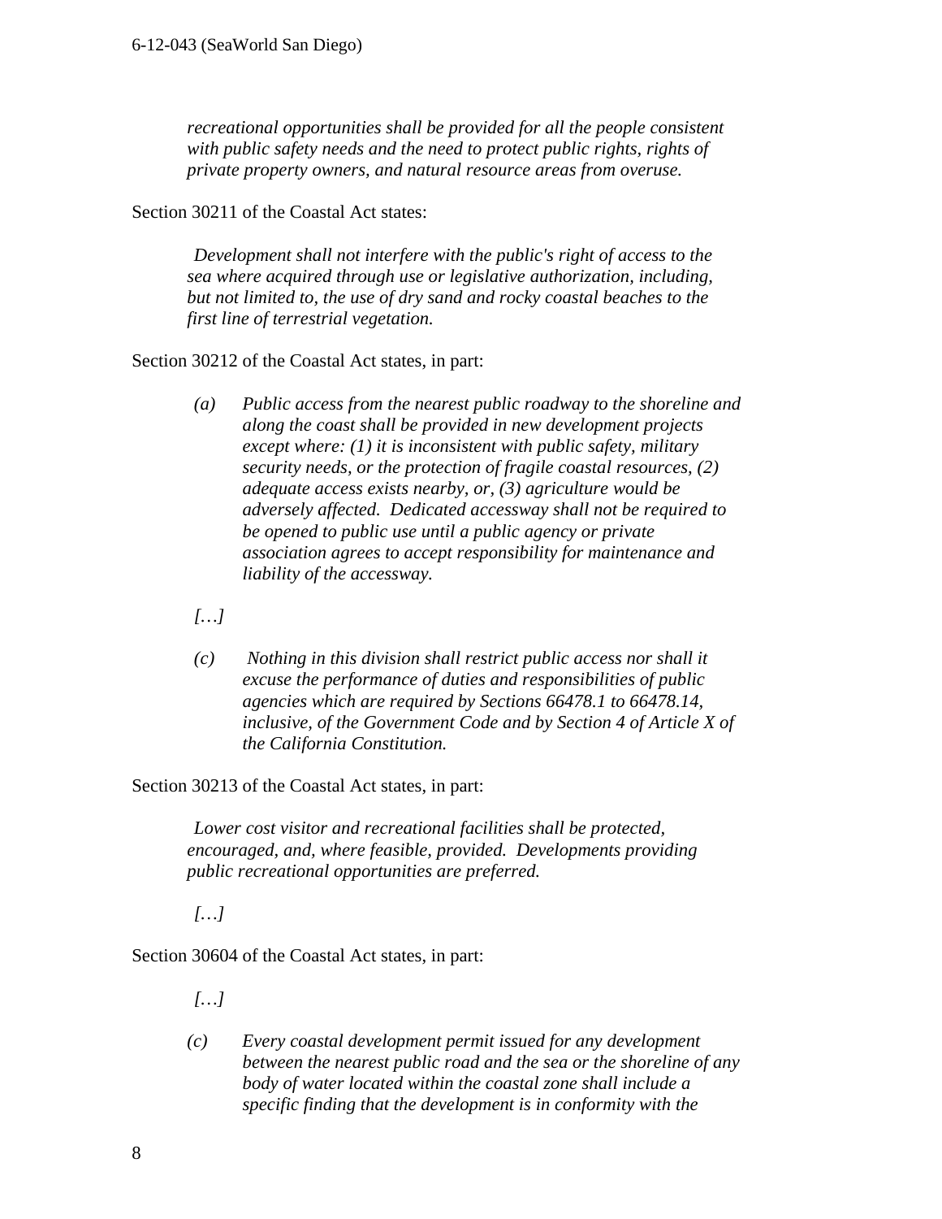*recreational opportunities shall be provided for all the people consistent with public safety needs and the need to protect public rights, rights of private property owners, and natural resource areas from overuse.*

Section 30211 of the Coastal Act states:

> *Development shall not interfere with the public's right of access to the sea where acquired through use or legislative authorization, including, but not limited to, the use of dry sand and rocky coastal beaches to the first line of terrestrial vegetation.*

Section 30212 of the Coastal Act states, in part:

> *(a) Public access from the nearest public roadway to the shoreline and along the coast shall be provided in new development projects except where: (1) it is inconsistent with public safety, military security needs, or the protection of fragile coastal resources, (2) adequate access exists nearby, or, (3) agriculture would be adversely affected. Dedicated accessway shall not be required to be opened to public use until a public agency or private association agrees to accept responsibility for maintenance and liability of the accessway.*
>
> *[…]*
>
> *(c) Nothing in this division shall restrict public access nor shall it excuse the performance of duties and responsibilities of public agencies which are required by Sections 66478.1 to 66478.14, inclusive, of the Government Code and by Section 4 of Article X of the California Constitution.*

Section 30213 of the Coastal Act states, in part:

> *Lower cost visitor and recreational facilities shall be protected, encouraged, and, where feasible, provided. Developments providing public recreational opportunities are preferred.*
>
> *[…]*

Section 30604 of the Coastal Act states, in part:

> *[…]*
>
> *(c) Every coastal development permit issued for any development between the nearest public road and the sea or the shoreline of any body of water located within the coastal zone shall include a specific finding that the development is in conformity with the*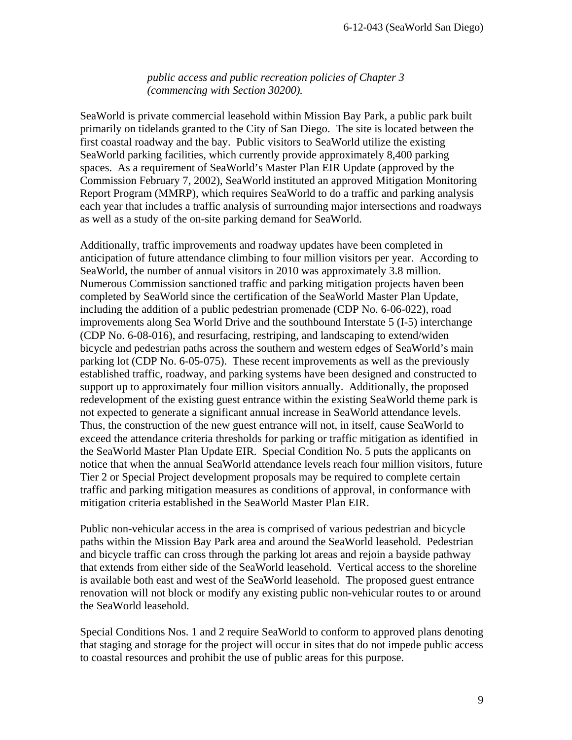*public access and public recreation policies of Chapter 3 (commencing with Section 30200).*

SeaWorld is private commercial leasehold within Mission Bay Park, a public park built primarily on tidelands granted to the City of San Diego. The site is located between the first coastal roadway and the bay. Public visitors to SeaWorld utilize the existing SeaWorld parking facilities, which currently provide approximately 8,400 parking spaces. As a requirement of SeaWorld's Master Plan EIR Update (approved by the Commission February 7, 2002), SeaWorld instituted an approved Mitigation Monitoring Report Program (MMRP), which requires SeaWorld to do a traffic and parking analysis each year that includes a traffic analysis of surrounding major intersections and roadways as well as a study of the on-site parking demand for SeaWorld.

Additionally, traffic improvements and roadway updates have been completed in anticipation of future attendance climbing to four million visitors per year. According to SeaWorld, the number of annual visitors in 2010 was approximately 3.8 million. Numerous Commission sanctioned traffic and parking mitigation projects haven been completed by SeaWorld since the certification of the SeaWorld Master Plan Update, including the addition of a public pedestrian promenade (CDP No. 6-06-022), road improvements along Sea World Drive and the southbound Interstate 5 (I-5) interchange (CDP No. 6-08-016), and resurfacing, restriping, and landscaping to extend/widen bicycle and pedestrian paths across the southern and western edges of SeaWorld's main parking lot (CDP No. 6-05-075). These recent improvements as well as the previously established traffic, roadway, and parking systems have been designed and constructed to support up to approximately four million visitors annually. Additionally, the proposed redevelopment of the existing guest entrance within the existing SeaWorld theme park is not expected to generate a significant annual increase in SeaWorld attendance levels. Thus, the construction of the new guest entrance will not, in itself, cause SeaWorld to exceed the attendance criteria thresholds for parking or traffic mitigation as identified in the SeaWorld Master Plan Update EIR. Special Condition No. 5 puts the applicants on notice that when the annual SeaWorld attendance levels reach four million visitors, future Tier 2 or Special Project development proposals may be required to complete certain traffic and parking mitigation measures as conditions of approval, in conformance with mitigation criteria established in the SeaWorld Master Plan EIR.

Public non-vehicular access in the area is comprised of various pedestrian and bicycle paths within the Mission Bay Park area and around the SeaWorld leasehold. Pedestrian and bicycle traffic can cross through the parking lot areas and rejoin a bayside pathway that extends from either side of the SeaWorld leasehold. Vertical access to the shoreline is available both east and west of the SeaWorld leasehold. The proposed guest entrance renovation will not block or modify any existing public non-vehicular routes to or around the SeaWorld leasehold.

Special Conditions Nos. 1 and 2 require SeaWorld to conform to approved plans denoting that staging and storage for the project will occur in sites that do not impede public access to coastal resources and prohibit the use of public areas for this purpose.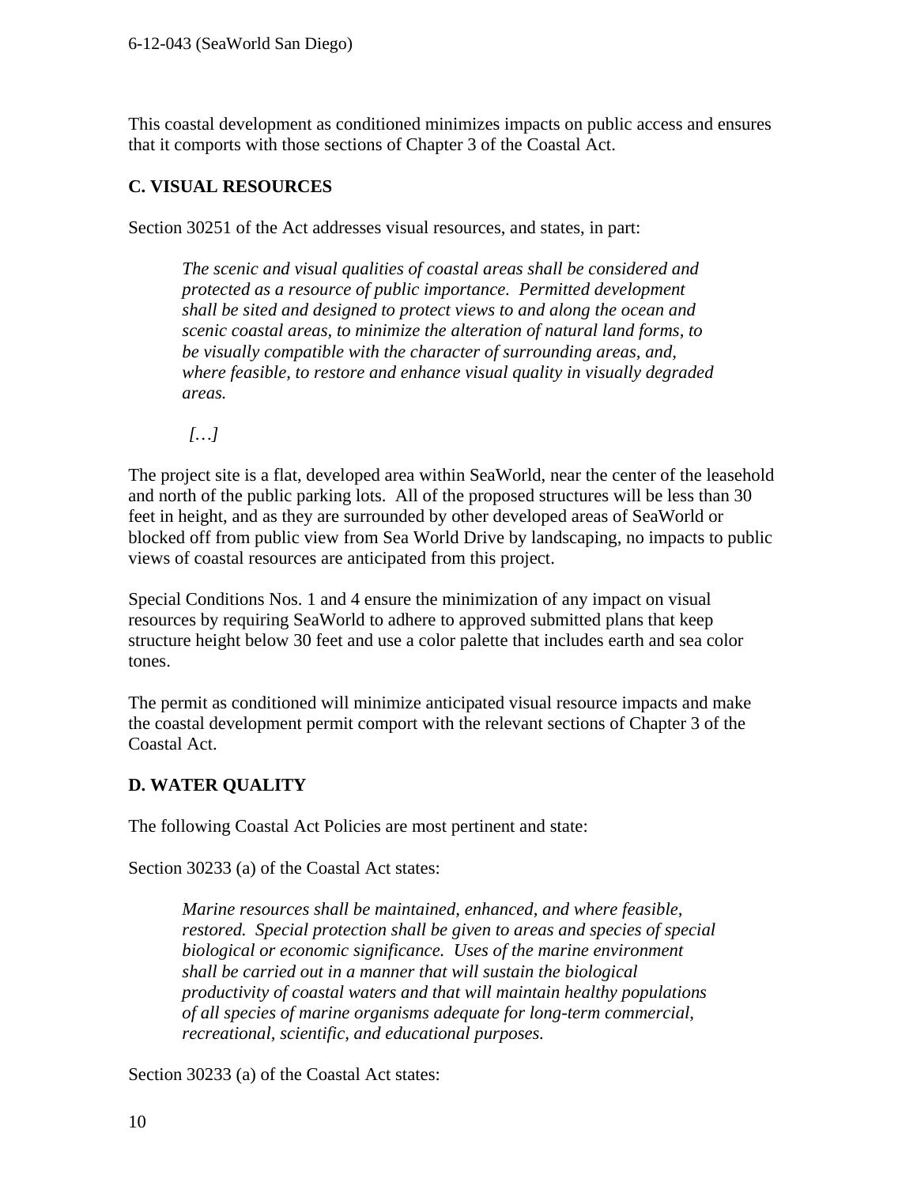This coastal development as conditioned minimizes impacts on public access and ensures that it comports with those sections of Chapter 3 of the Coastal Act.

## C. VISUAL RESOURCES

Section 30251 of the Act addresses visual resources, and states, in part:

> *The scenic and visual qualities of coastal areas shall be considered and protected as a resource of public importance. Permitted development shall be sited and designed to protect views to and along the ocean and scenic coastal areas, to minimize the alteration of natural land forms, to be visually compatible with the character of surrounding areas, and, where feasible, to restore and enhance visual quality in visually degraded areas.*
>
> *[…]*

The project site is a flat, developed area within SeaWorld, near the center of the leasehold and north of the public parking lots. All of the proposed structures will be less than 30 feet in height, and as they are surrounded by other developed areas of SeaWorld or blocked off from public view from Sea World Drive by landscaping, no impacts to public views of coastal resources are anticipated from this project.

Special Conditions Nos. 1 and 4 ensure the minimization of any impact on visual resources by requiring SeaWorld to adhere to approved submitted plans that keep structure height below 30 feet and use a color palette that includes earth and sea color tones.

The permit as conditioned will minimize anticipated visual resource impacts and make the coastal development permit comport with the relevant sections of Chapter 3 of the Coastal Act.

## D. WATER QUALITY

The following Coastal Act Policies are most pertinent and state:

Section 30233 (a) of the Coastal Act states:

> *Marine resources shall be maintained, enhanced, and where feasible, restored. Special protection shall be given to areas and species of special biological or economic significance. Uses of the marine environment shall be carried out in a manner that will sustain the biological productivity of coastal waters and that will maintain healthy populations of all species of marine organisms adequate for long-term commercial, recreational, scientific, and educational purposes.*

Section 30233 (a) of the Coastal Act states: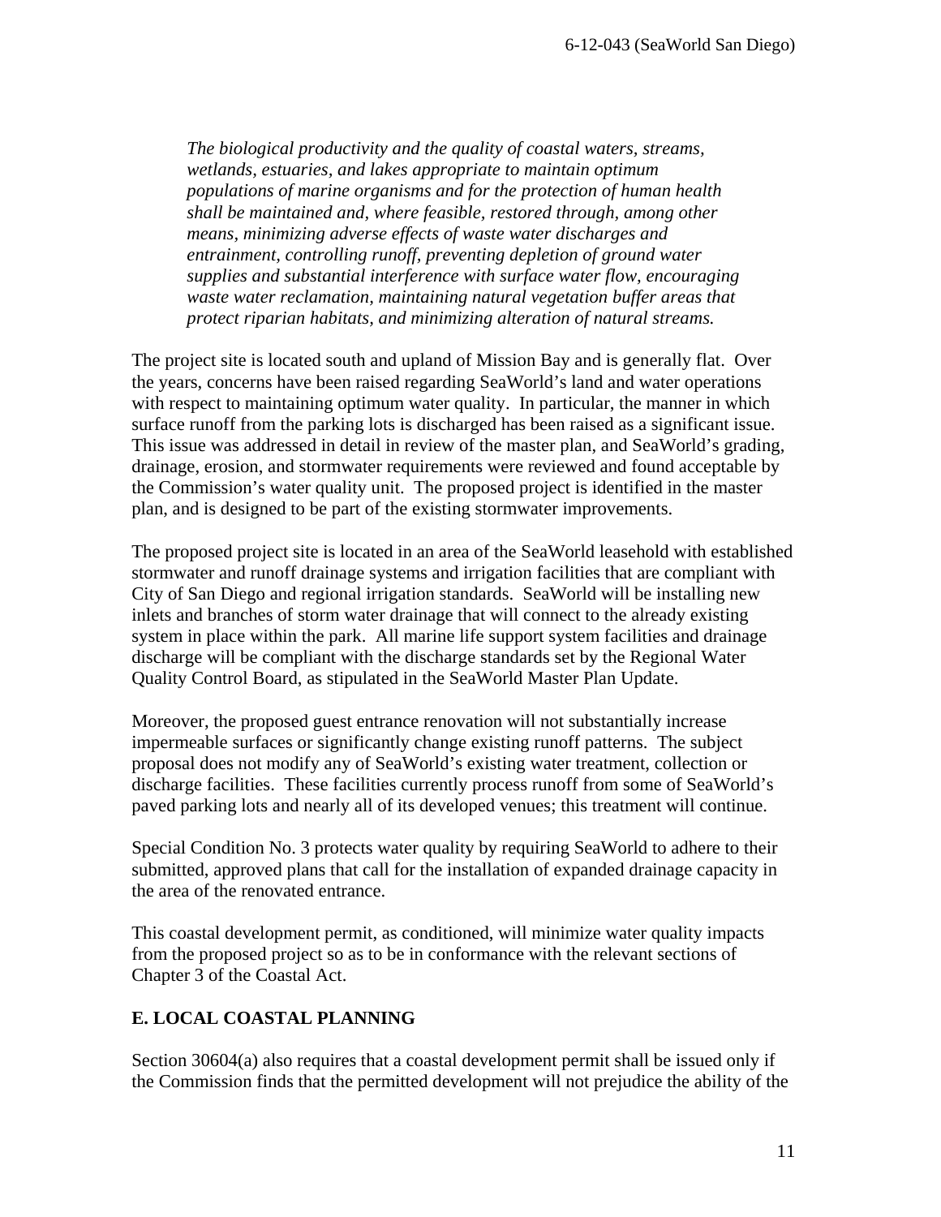*The biological productivity and the quality of coastal waters, streams, wetlands, estuaries, and lakes appropriate to maintain optimum populations of marine organisms and for the protection of human health shall be maintained and, where feasible, restored through, among other means, minimizing adverse effects of waste water discharges and entrainment, controlling runoff, preventing depletion of ground water supplies and substantial interference with surface water flow, encouraging waste water reclamation, maintaining natural vegetation buffer areas that protect riparian habitats, and minimizing alteration of natural streams.*

The project site is located south and upland of Mission Bay and is generally flat. Over the years, concerns have been raised regarding SeaWorld's land and water operations with respect to maintaining optimum water quality. In particular, the manner in which surface runoff from the parking lots is discharged has been raised as a significant issue. This issue was addressed in detail in review of the master plan, and SeaWorld's grading, drainage, erosion, and stormwater requirements were reviewed and found acceptable by the Commission's water quality unit. The proposed project is identified in the master plan, and is designed to be part of the existing stormwater improvements.

The proposed project site is located in an area of the SeaWorld leasehold with established stormwater and runoff drainage systems and irrigation facilities that are compliant with City of San Diego and regional irrigation standards. SeaWorld will be installing new inlets and branches of storm water drainage that will connect to the already existing system in place within the park. All marine life support system facilities and drainage discharge will be compliant with the discharge standards set by the Regional Water Quality Control Board, as stipulated in the SeaWorld Master Plan Update.

Moreover, the proposed guest entrance renovation will not substantially increase impermeable surfaces or significantly change existing runoff patterns. The subject proposal does not modify any of SeaWorld's existing water treatment, collection or discharge facilities. These facilities currently process runoff from some of SeaWorld's paved parking lots and nearly all of its developed venues; this treatment will continue.

Special Condition No. 3 protects water quality by requiring SeaWorld to adhere to their submitted, approved plans that call for the installation of expanded drainage capacity in the area of the renovated entrance.

This coastal development permit, as conditioned, will minimize water quality impacts from the proposed project so as to be in conformance with the relevant sections of Chapter 3 of the Coastal Act.

## E. LOCAL COASTAL PLANNING

Section 30604(a) also requires that a coastal development permit shall be issued only if the Commission finds that the permitted development will not prejudice the ability of the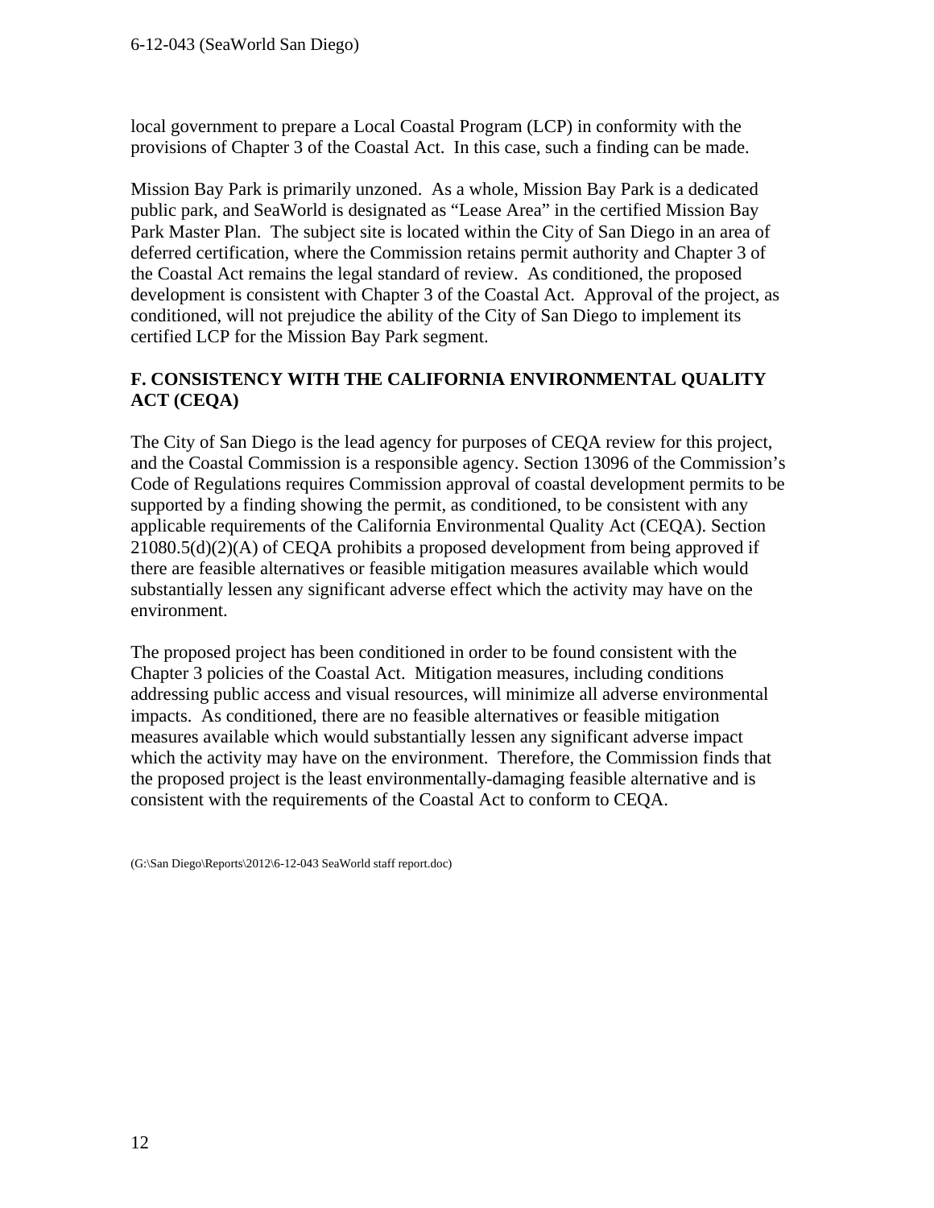local government to prepare a Local Coastal Program (LCP) in conformity with the provisions of Chapter 3 of the Coastal Act. In this case, such a finding can be made.

Mission Bay Park is primarily unzoned. As a whole, Mission Bay Park is a dedicated public park, and SeaWorld is designated as "Lease Area" in the certified Mission Bay Park Master Plan. The subject site is located within the City of San Diego in an area of deferred certification, where the Commission retains permit authority and Chapter 3 of the Coastal Act remains the legal standard of review. As conditioned, the proposed development is consistent with Chapter 3 of the Coastal Act. Approval of the project, as conditioned, will not prejudice the ability of the City of San Diego to implement its certified LCP for the Mission Bay Park segment.

**F. CONSISTENCY WITH THE CALIFORNIA ENVIRONMENTAL QUALITY ACT (CEQA)**

The City of San Diego is the lead agency for purposes of CEQA review for this project, and the Coastal Commission is a responsible agency. Section 13096 of the Commission's Code of Regulations requires Commission approval of coastal development permits to be supported by a finding showing the permit, as conditioned, to be consistent with any applicable requirements of the California Environmental Quality Act (CEQA). Section 21080.5(d)(2)(A) of CEQA prohibits a proposed development from being approved if there are feasible alternatives or feasible mitigation measures available which would substantially lessen any significant adverse effect which the activity may have on the environment.

The proposed project has been conditioned in order to be found consistent with the Chapter 3 policies of the Coastal Act. Mitigation measures, including conditions addressing public access and visual resources, will minimize all adverse environmental impacts. As conditioned, there are no feasible alternatives or feasible mitigation measures available which would substantially lessen any significant adverse impact which the activity may have on the environment. Therefore, the Commission finds that the proposed project is the least environmentally-damaging feasible alternative and is consistent with the requirements of the Coastal Act to conform to CEQA.

(G:\San Diego\Reports\2012\6-12-043 SeaWorld staff report.doc)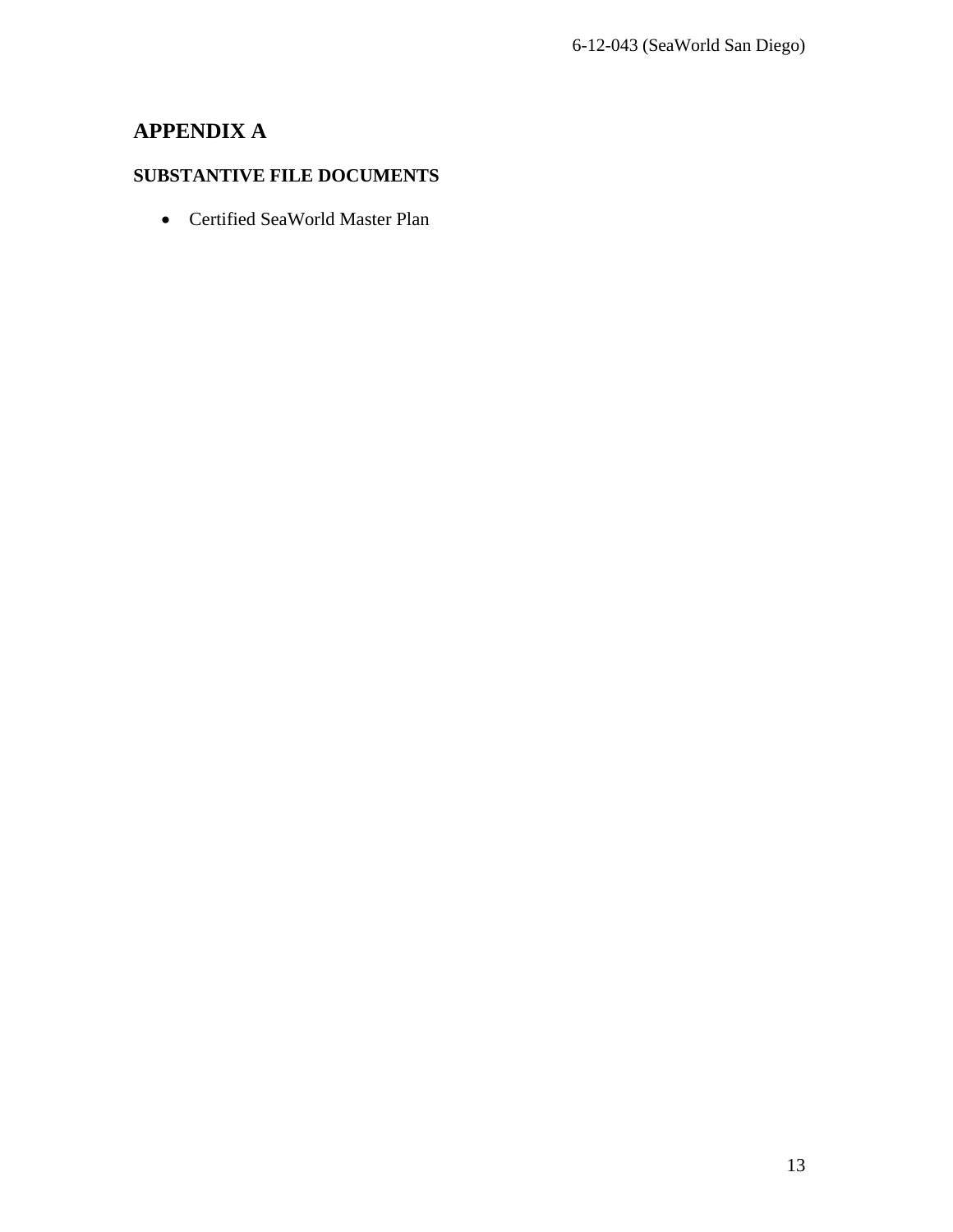# APPENDIX A

### SUBSTANTIVE FILE DOCUMENTS

- Certified SeaWorld Master Plan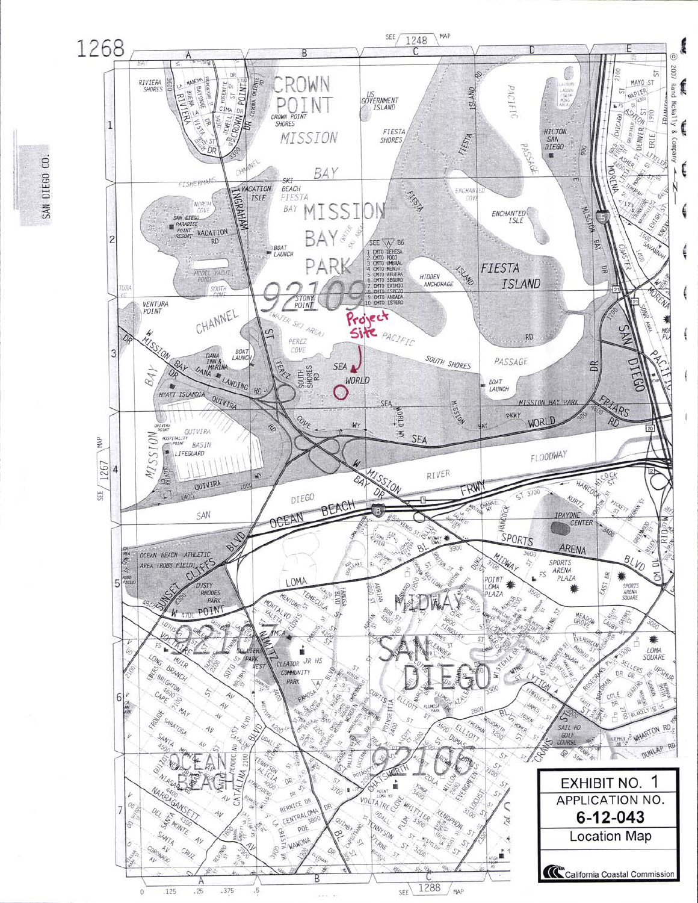EXHIBIT NO. 1

APPLICATION NO.

**6-12-043**

Location Map

California Coastal Commission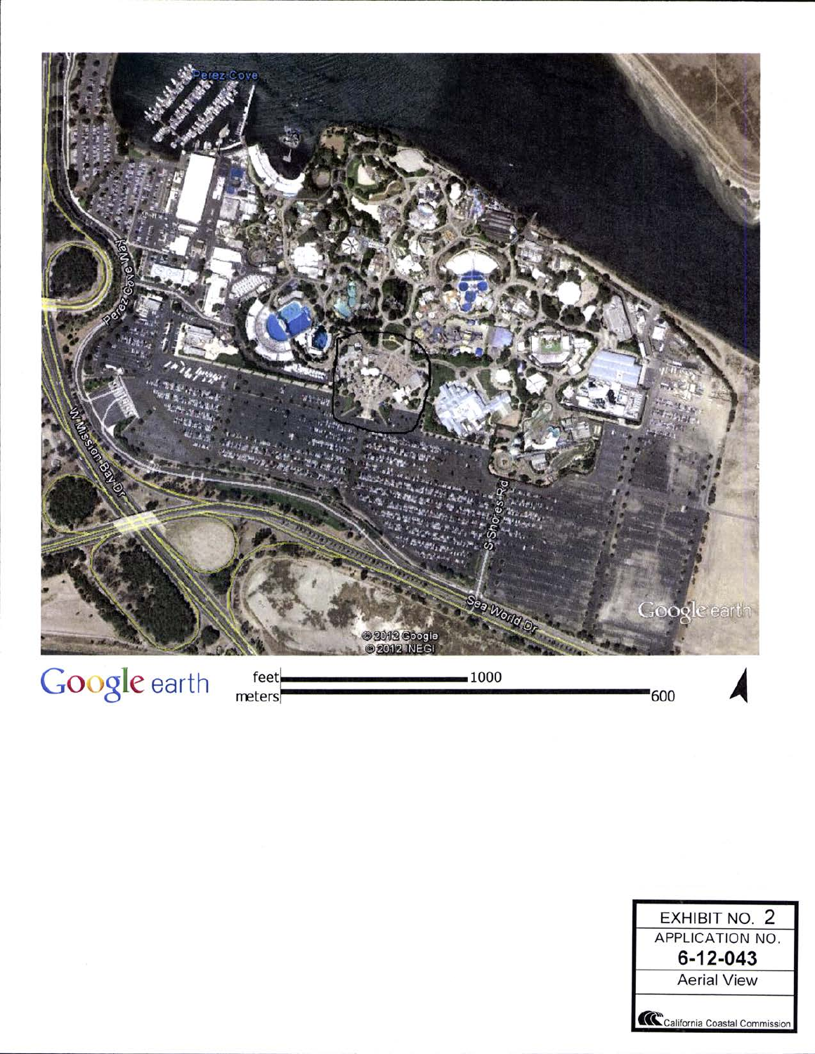Perez Cove

Perez Cove Way

W Mission Bay Dr

S Shores Rd

Sea World Dr

© 2012 Google
© 2012 NEGI

Google earth

Google earth

feet 1000
meters 600

| EXHIBIT NO. 2 |
| --- |
| APPLICATION NO. |
| **6-12-043** |
| Aerial View |
| California Coastal Commission |